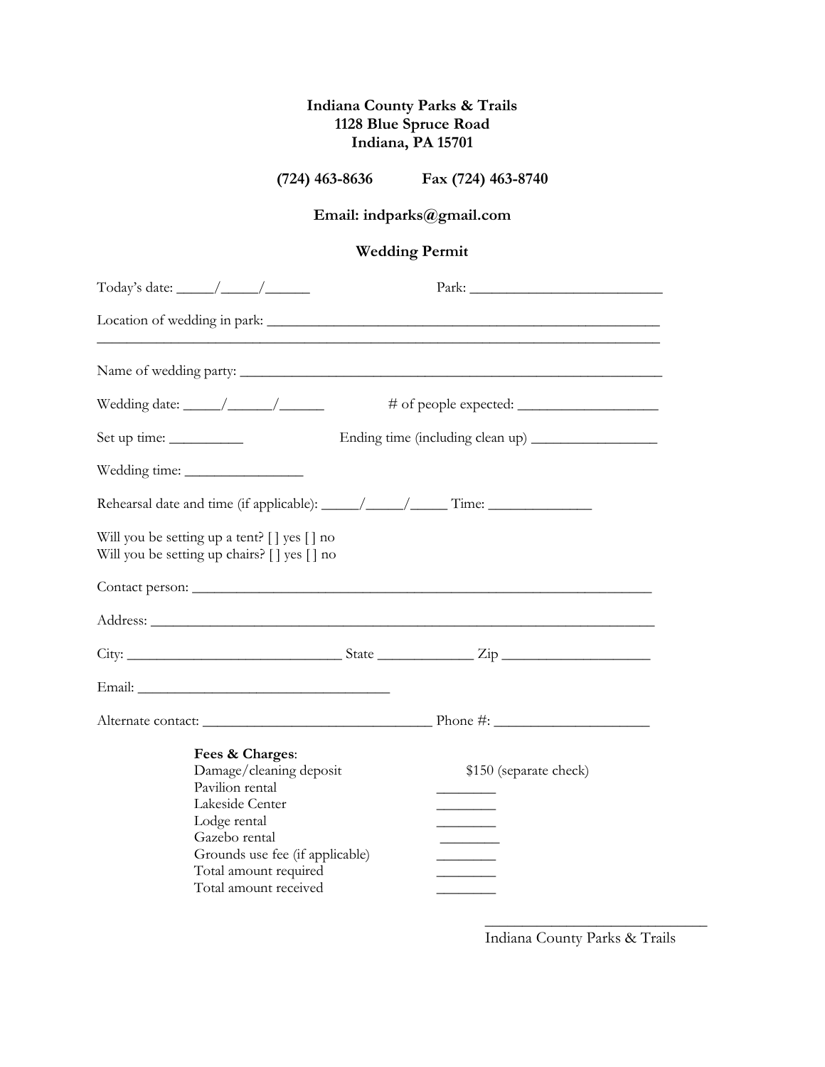**Indiana County Parks & Trails**
**1128 Blue Spruce Road**
**Indiana, PA 15701**

**(724) 463-8636 Fax (724) 463-8740**

**Email: indparks@gmail.com**

**Wedding Permit**

Today's date: _____/_____/______ Park: ___________________________

Location of wedding in park: _______________________________________________________
_______________________________________________________________________________

Name of wedding party: ___________________________________________________________

Wedding date: _____/______/______ # of people expected: ____________________

Set up time: __________ Ending time (including clean up) __________________

Wedding time: ________________

Rehearsal date and time (if applicable): _____/_____/_____ Time: ______________

Will you be setting up a tent? [ ] yes [ ] no
Will you be setting up chairs? [ ] yes [ ] no

Contact person: _________________________________________________________________

Address: _______________________________________________________________________

City: ______________________________ State _____________ Zip ____________________

Email: ____________________________________

Alternate contact: ________________________________ Phone #: ______________________

**Fees & Charges**:

| | |
|---|---|
| Damage/cleaning deposit | $150 (separate check) |
| Pavilion rental | ________ |
| Lakeside Center | ________ |
| Lodge rental | ________ |
| Gazebo rental | ________ |
| Grounds use fee (if applicable) | ________ |
| Total amount required | ________ |
| Total amount received | ________ |

________________________________
Indiana County Parks & Trails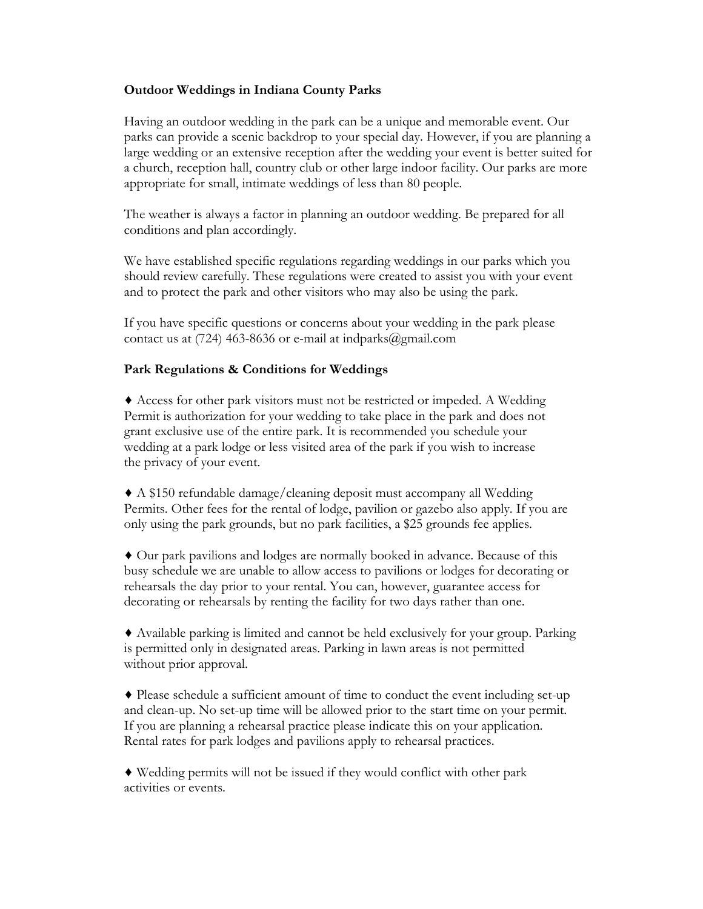**Outdoor Weddings in Indiana County Parks**

Having an outdoor wedding in the park can be a unique and memorable event. Our parks can provide a scenic backdrop to your special day. However, if you are planning a large wedding or an extensive reception after the wedding your event is better suited for a church, reception hall, country club or other large indoor facility. Our parks are more appropriate for small, intimate weddings of less than 80 people.

The weather is always a factor in planning an outdoor wedding. Be prepared for all conditions and plan accordingly.

We have established specific regulations regarding weddings in our parks which you should review carefully. These regulations were created to assist you with your event and to protect the park and other visitors who may also be using the park.

If you have specific questions or concerns about your wedding in the park please contact us at (724) 463-8636 or e-mail at indparks@gmail.com

**Park Regulations & Conditions for Weddings**

♦ Access for other park visitors must not be restricted or impeded. A Wedding Permit is authorization for your wedding to take place in the park and does not grant exclusive use of the entire park. It is recommended you schedule your wedding at a park lodge or less visited area of the park if you wish to increase the privacy of your event.

♦ A $150 refundable damage/cleaning deposit must accompany all Wedding Permits. Other fees for the rental of lodge, pavilion or gazebo also apply. If you are only using the park grounds, but no park facilities, a $25 grounds fee applies.

♦ Our park pavilions and lodges are normally booked in advance. Because of this busy schedule we are unable to allow access to pavilions or lodges for decorating or rehearsals the day prior to your rental. You can, however, guarantee access for decorating or rehearsals by renting the facility for two days rather than one.

♦ Available parking is limited and cannot be held exclusively for your group. Parking is permitted only in designated areas. Parking in lawn areas is not permitted without prior approval.

♦ Please schedule a sufficient amount of time to conduct the event including set-up and clean-up. No set-up time will be allowed prior to the start time on your permit. If you are planning a rehearsal practice please indicate this on your application. Rental rates for park lodges and pavilions apply to rehearsal practices.

♦ Wedding permits will not be issued if they would conflict with other park activities or events.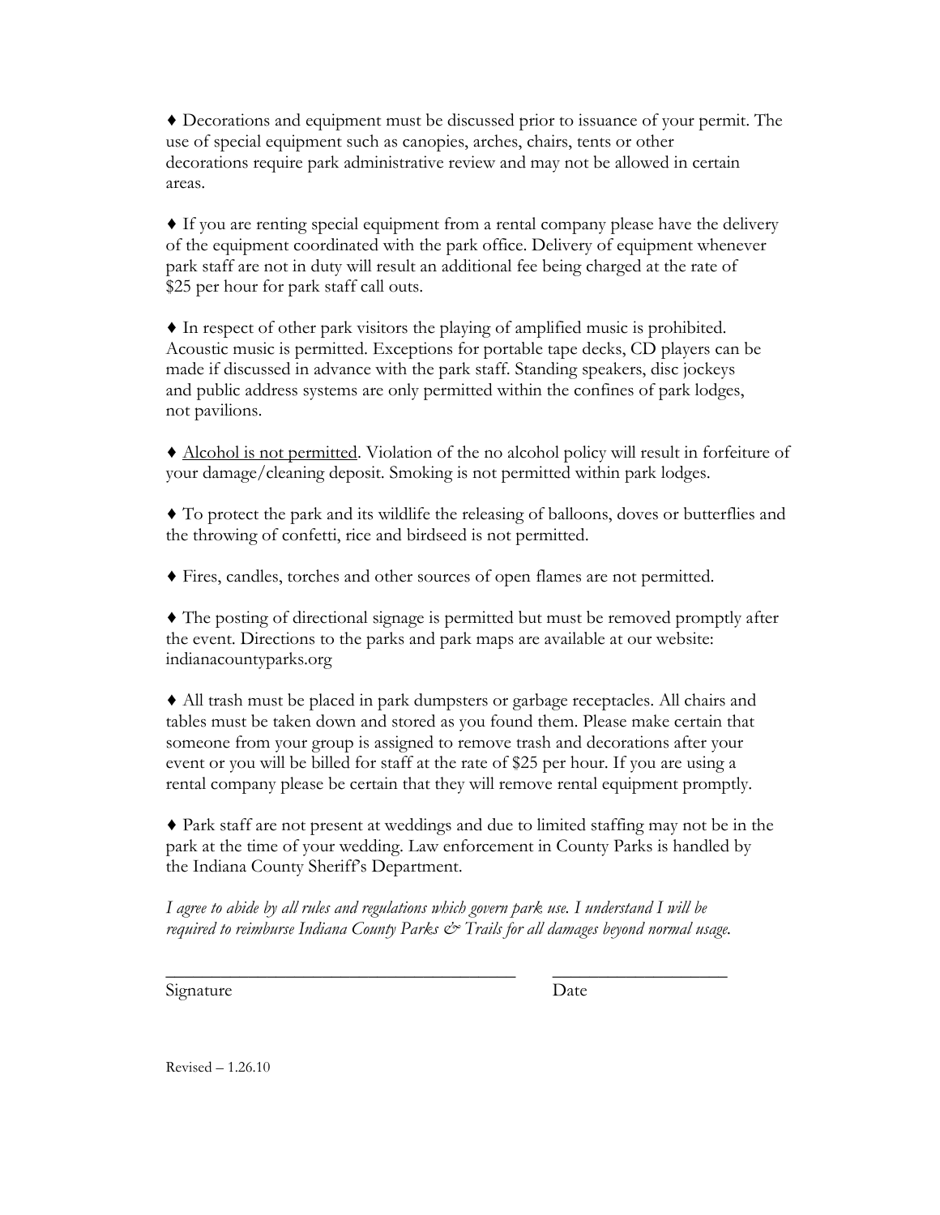♦ Decorations and equipment must be discussed prior to issuance of your permit. The use of special equipment such as canopies, arches, chairs, tents or other decorations require park administrative review and may not be allowed in certain areas.

♦ If you are renting special equipment from a rental company please have the delivery of the equipment coordinated with the park office. Delivery of equipment whenever park staff are not in duty will result an additional fee being charged at the rate of $25 per hour for park staff call outs.

♦ In respect of other park visitors the playing of amplified music is prohibited. Acoustic music is permitted. Exceptions for portable tape decks, CD players can be made if discussed in advance with the park staff. Standing speakers, disc jockeys and public address systems are only permitted within the confines of park lodges, not pavilions.

♦ <u>Alcohol is not permitted</u>. Violation of the no alcohol policy will result in forfeiture of your damage/cleaning deposit. Smoking is not permitted within park lodges.

♦ To protect the park and its wildlife the releasing of balloons, doves or butterflies and the throwing of confetti, rice and birdseed is not permitted.

♦ Fires, candles, torches and other sources of open flames are not permitted.

♦ The posting of directional signage is permitted but must be removed promptly after the event. Directions to the parks and park maps are available at our website: indianacountyparks.org

♦ All trash must be placed in park dumpsters or garbage receptacles. All chairs and tables must be taken down and stored as you found them. Please make certain that someone from your group is assigned to remove trash and decorations after your event or you will be billed for staff at the rate of $25 per hour. If you are using a rental company please be certain that they will remove rental equipment promptly.

♦ Park staff are not present at weddings and due to limited staffing may not be in the park at the time of your wedding. Law enforcement in County Parks is handled by the Indiana County Sheriff's Department.

*I agree to abide by all rules and regulations which govern park use. I understand I will be required to reimburse Indiana County Parks & Trails for all damages beyond normal usage.*

\_\_\_\_\_\_\_\_\_\_\_\_\_\_\_\_\_\_\_\_\_\_\_\_\_\_\_\_\_\_\_\_\_\_\_\_\_\_\_\_ \_\_\_\_\_\_\_\_\_\_\_\_\_\_\_\_\_\_\_\_

Signature Date

Revised – 1.26.10